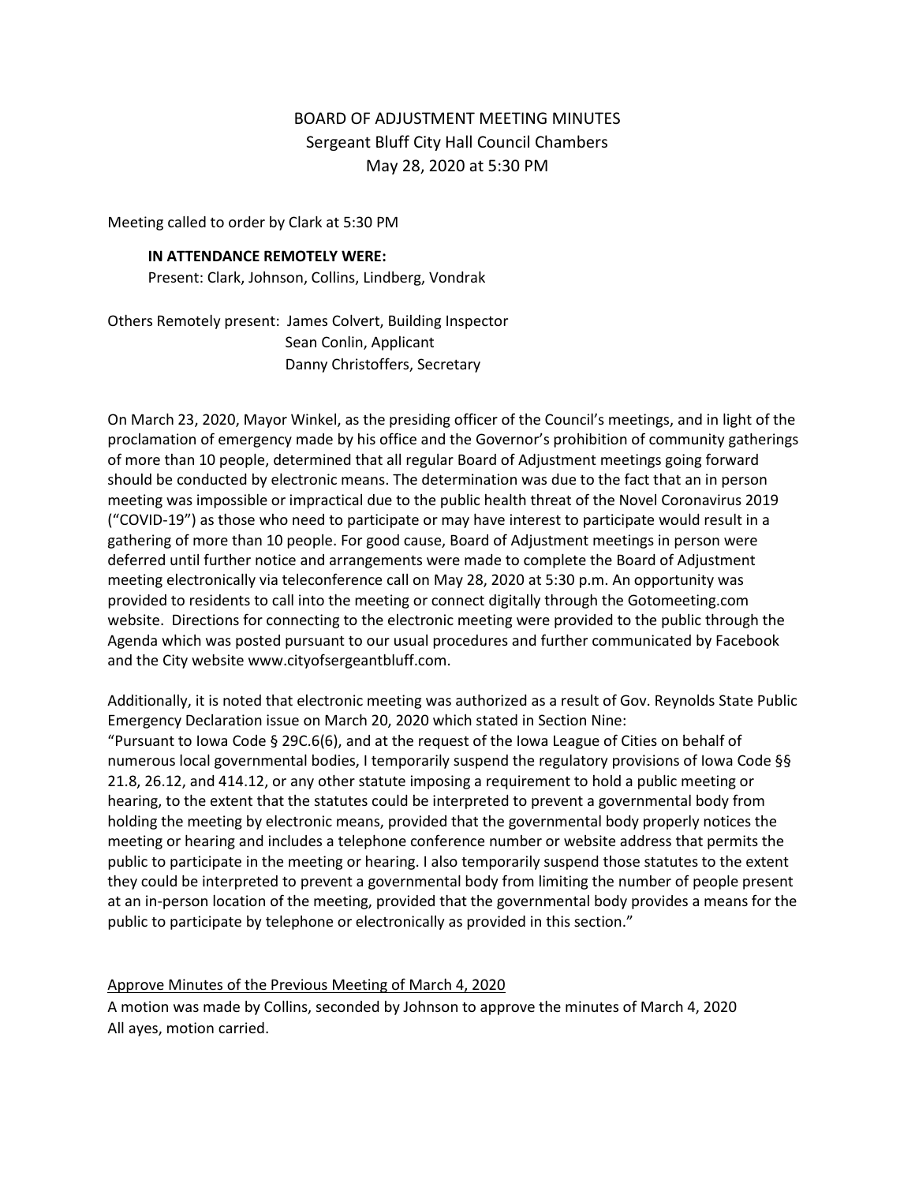# BOARD OF ADJUSTMENT MEETING MINUTES

Sergeant Bluff City Hall Council Chambers
May 28, 2020 at 5:30 PM

Meeting called to order by Clark at 5:30 PM

**IN ATTENDANCE REMOTELY WERE:**
Present: Clark, Johnson, Collins, Lindberg, Vondrak

Others Remotely present: James Colvert, Building Inspector
Sean Conlin, Applicant
Danny Christoffers, Secretary

On March 23, 2020, Mayor Winkel, as the presiding officer of the Council's meetings, and in light of the proclamation of emergency made by his office and the Governor's prohibition of community gatherings of more than 10 people, determined that all regular Board of Adjustment meetings going forward should be conducted by electronic means. The determination was due to the fact that an in person meeting was impossible or impractical due to the public health threat of the Novel Coronavirus 2019 ("COVID-19") as those who need to participate or may have interest to participate would result in a gathering of more than 10 people. For good cause, Board of Adjustment meetings in person were deferred until further notice and arrangements were made to complete the Board of Adjustment meeting electronically via teleconference call on May 28, 2020 at 5:30 p.m. An opportunity was provided to residents to call into the meeting or connect digitally through the Gotomeeting.com website. Directions for connecting to the electronic meeting were provided to the public through the Agenda which was posted pursuant to our usual procedures and further communicated by Facebook and the City website www.cityofsergeantbluff.com.

Additionally, it is noted that electronic meeting was authorized as a result of Gov. Reynolds State Public Emergency Declaration issue on March 20, 2020 which stated in Section Nine:
"Pursuant to Iowa Code § 29C.6(6), and at the request of the Iowa League of Cities on behalf of numerous local governmental bodies, I temporarily suspend the regulatory provisions of Iowa Code §§ 21.8, 26.12, and 414.12, or any other statute imposing a requirement to hold a public meeting or hearing, to the extent that the statutes could be interpreted to prevent a governmental body from holding the meeting by electronic means, provided that the governmental body properly notices the meeting or hearing and includes a telephone conference number or website address that permits the public to participate in the meeting or hearing. I also temporarily suspend those statutes to the extent they could be interpreted to prevent a governmental body from limiting the number of people present at an in-person location of the meeting, provided that the governmental body provides a means for the public to participate by telephone or electronically as provided in this section."

<u>Approve Minutes of the Previous Meeting of March 4, 2020</u>
A motion was made by Collins, seconded by Johnson to approve the minutes of March 4, 2020
All ayes, motion carried.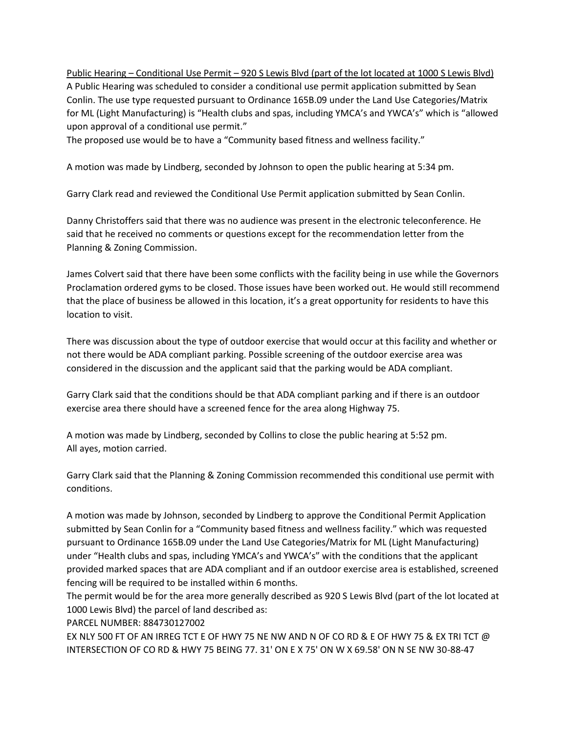Public Hearing – Conditional Use Permit – 920 S Lewis Blvd (part of the lot located at 1000 S Lewis Blvd)

A Public Hearing was scheduled to consider a conditional use permit application submitted by Sean Conlin. The use type requested pursuant to Ordinance 165B.09 under the Land Use Categories/Matrix for ML (Light Manufacturing) is "Health clubs and spas, including YMCA's and YWCA's" which is "allowed upon approval of a conditional use permit."

The proposed use would be to have a "Community based fitness and wellness facility."

A motion was made by Lindberg, seconded by Johnson to open the public hearing at 5:34 pm.

Garry Clark read and reviewed the Conditional Use Permit application submitted by Sean Conlin.

Danny Christoffers said that there was no audience was present in the electronic teleconference. He said that he received no comments or questions except for the recommendation letter from the Planning & Zoning Commission.

James Colvert said that there have been some conflicts with the facility being in use while the Governors Proclamation ordered gyms to be closed. Those issues have been worked out. He would still recommend that the place of business be allowed in this location, it's a great opportunity for residents to have this location to visit.

There was discussion about the type of outdoor exercise that would occur at this facility and whether or not there would be ADA compliant parking. Possible screening of the outdoor exercise area was considered in the discussion and the applicant said that the parking would be ADA compliant.

Garry Clark said that the conditions should be that ADA compliant parking and if there is an outdoor exercise area there should have a screened fence for the area along Highway 75.

A motion was made by Lindberg, seconded by Collins to close the public hearing at 5:52 pm.
All ayes, motion carried.

Garry Clark said that the Planning & Zoning Commission recommended this conditional use permit with conditions.

A motion was made by Johnson, seconded by Lindberg to approve the Conditional Permit Application submitted by Sean Conlin for a "Community based fitness and wellness facility." which was requested pursuant to Ordinance 165B.09 under the Land Use Categories/Matrix for ML (Light Manufacturing) under "Health clubs and spas, including YMCA's and YWCA's" with the conditions that the applicant provided marked spaces that are ADA compliant and if an outdoor exercise area is established, screened fencing will be required to be installed within 6 months.

The permit would be for the area more generally described as 920 S Lewis Blvd (part of the lot located at 1000 Lewis Blvd) the parcel of land described as:

PARCEL NUMBER: 884730127002

EX NLY 500 FT OF AN IRREG TCT E OF HWY 75 NE NW AND N OF CO RD & E OF HWY 75 & EX TRI TCT @ INTERSECTION OF CO RD & HWY 75 BEING 77. 31' ON E X 75' ON W X 69.58' ON N SE NW 30-88-47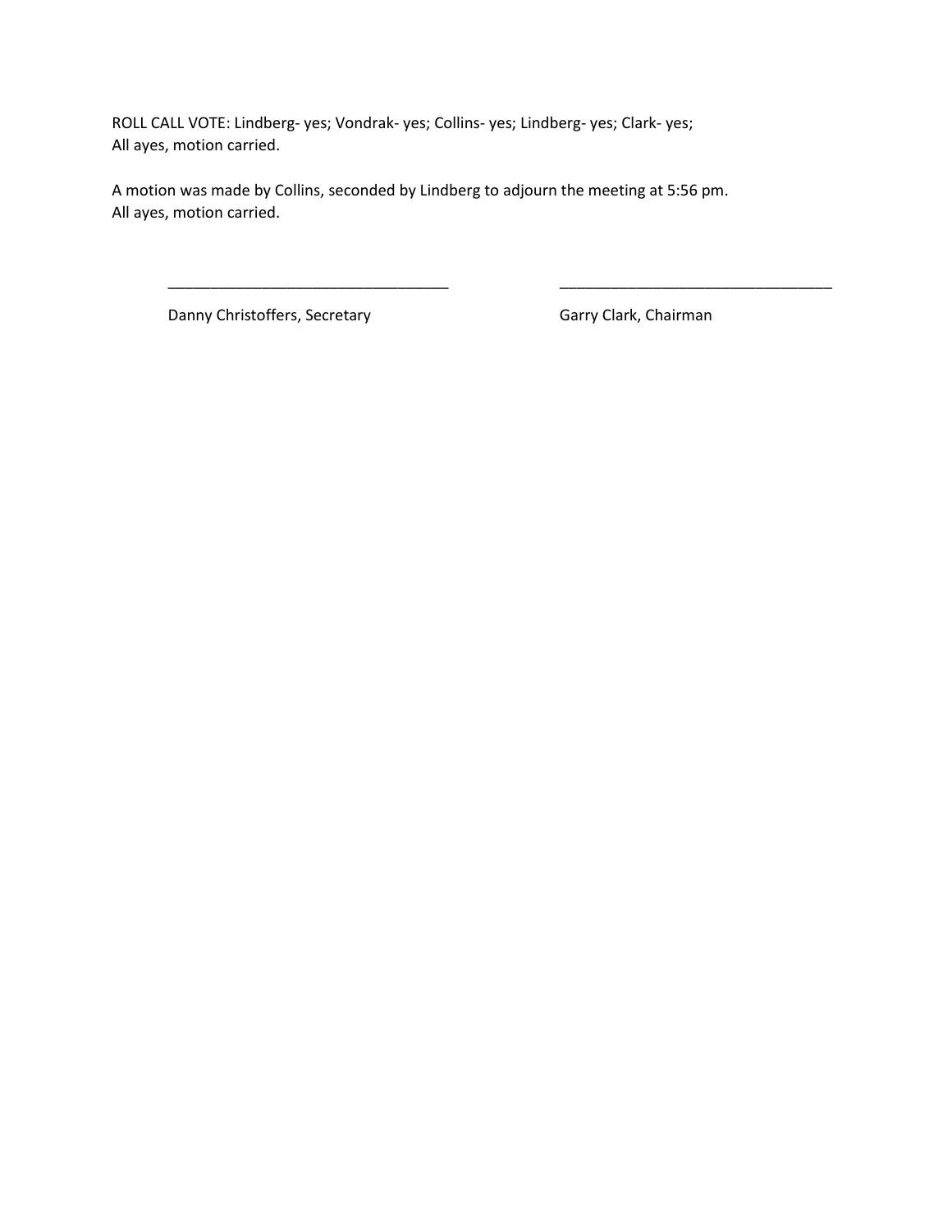ROLL CALL VOTE: Lindberg- yes; Vondrak- yes; Collins- yes; Lindberg- yes; Clark- yes;
All ayes, motion carried.

A motion was made by Collins, seconded by Lindberg to adjourn the meeting at 5:56 pm.
All ayes, motion carried.

_________________________________ _________________________________

Danny Christoffers, Secretary Garry Clark, Chairman